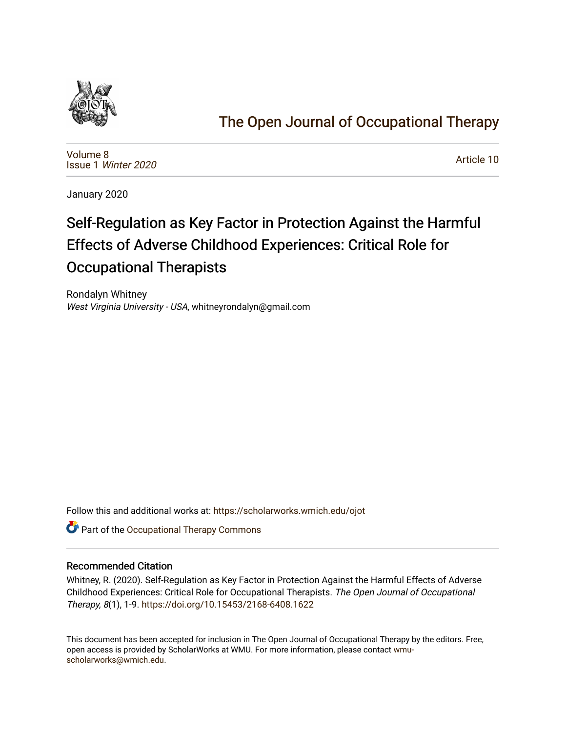# The Open Journal of Occupational Therapy

Volume 8
Issue 1 *Winter 2020*

Article 10

January 2020

# Self-Regulation as Key Factor in Protection Against the Harmful Effects of Adverse Childhood Experiences: Critical Role for Occupational Therapists

Rondalyn Whitney
*West Virginia University - USA*, whitneyrondalyn@gmail.com

Follow this and additional works at: https://scholarworks.wmich.edu/ojot

Part of the Occupational Therapy Commons

## Recommended Citation

Whitney, R. (2020). Self-Regulation as Key Factor in Protection Against the Harmful Effects of Adverse Childhood Experiences: Critical Role for Occupational Therapists. *The Open Journal of Occupational Therapy, 8*(1), 1-9. https://doi.org/10.15453/2168-6408.1622

This document has been accepted for inclusion in The Open Journal of Occupational Therapy by the editors. Free, open access is provided by ScholarWorks at WMU. For more information, please contact wmu-scholarworks@wmich.edu.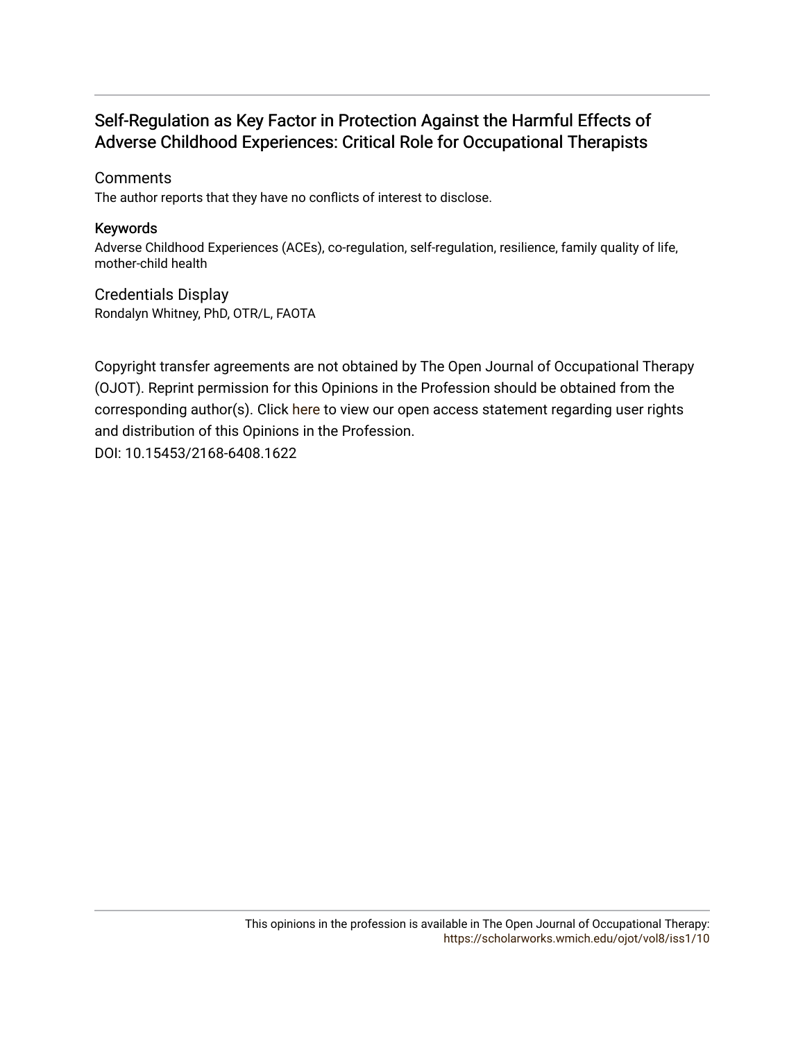# Self-Regulation as Key Factor in Protection Against the Harmful Effects of Adverse Childhood Experiences: Critical Role for Occupational Therapists

## Comments

The author reports that they have no conflicts of interest to disclose.

## Keywords

Adverse Childhood Experiences (ACEs), co-regulation, self-regulation, resilience, family quality of life, mother-child health

## Credentials Display

Rondalyn Whitney, PhD, OTR/L, FAOTA

Copyright transfer agreements are not obtained by The Open Journal of Occupational Therapy (OJOT). Reprint permission for this Opinions in the Profession should be obtained from the corresponding author(s). Click here to view our open access statement regarding user rights and distribution of this Opinions in the Profession.

DOI: 10.15453/2168-6408.1622

This opinions in the profession is available in The Open Journal of Occupational Therapy: https://scholarworks.wmich.edu/ojot/vol8/iss1/10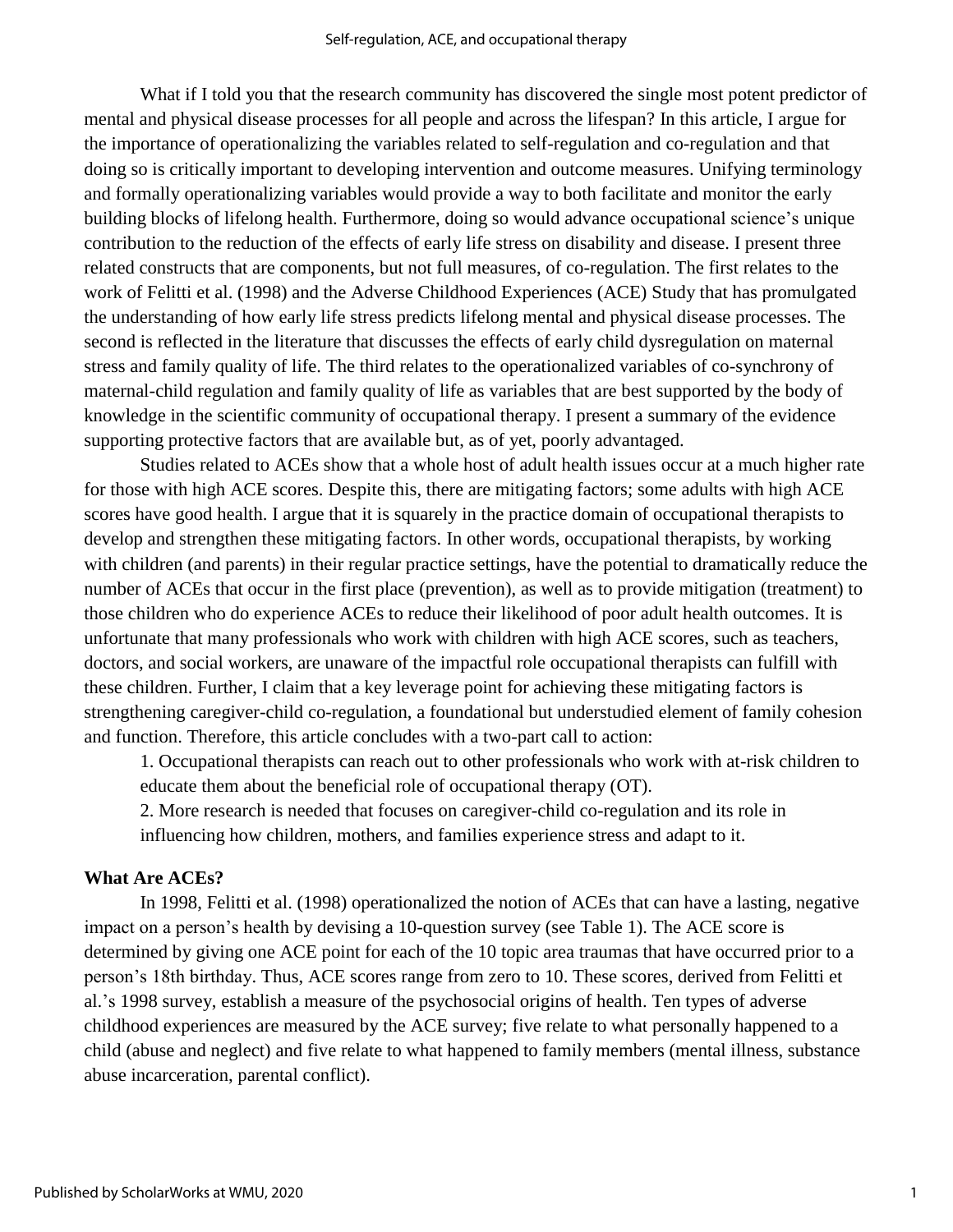What if I told you that the research community has discovered the single most potent predictor of mental and physical disease processes for all people and across the lifespan? In this article, I argue for the importance of operationalizing the variables related to self-regulation and co-regulation and that doing so is critically important to developing intervention and outcome measures. Unifying terminology and formally operationalizing variables would provide a way to both facilitate and monitor the early building blocks of lifelong health. Furthermore, doing so would advance occupational science's unique contribution to the reduction of the effects of early life stress on disability and disease. I present three related constructs that are components, but not full measures, of co-regulation. The first relates to the work of Felitti et al. (1998) and the Adverse Childhood Experiences (ACE) Study that has promulgated the understanding of how early life stress predicts lifelong mental and physical disease processes. The second is reflected in the literature that discusses the effects of early child dysregulation on maternal stress and family quality of life. The third relates to the operationalized variables of co-synchrony of maternal-child regulation and family quality of life as variables that are best supported by the body of knowledge in the scientific community of occupational therapy. I present a summary of the evidence supporting protective factors that are available but, as of yet, poorly advantaged.

Studies related to ACEs show that a whole host of adult health issues occur at a much higher rate for those with high ACE scores. Despite this, there are mitigating factors; some adults with high ACE scores have good health. I argue that it is squarely in the practice domain of occupational therapists to develop and strengthen these mitigating factors. In other words, occupational therapists, by working with children (and parents) in their regular practice settings, have the potential to dramatically reduce the number of ACEs that occur in the first place (prevention), as well as to provide mitigation (treatment) to those children who do experience ACEs to reduce their likelihood of poor adult health outcomes. It is unfortunate that many professionals who work with children with high ACE scores, such as teachers, doctors, and social workers, are unaware of the impactful role occupational therapists can fulfill with these children. Further, I claim that a key leverage point for achieving these mitigating factors is strengthening caregiver-child co-regulation, a foundational but understudied element of family cohesion and function. Therefore, this article concludes with a two-part call to action:

1. Occupational therapists can reach out to other professionals who work with at-risk children to educate them about the beneficial role of occupational therapy (OT).
2. More research is needed that focuses on caregiver-child co-regulation and its role in influencing how children, mothers, and families experience stress and adapt to it.

## What Are ACEs?

In 1998, Felitti et al. (1998) operationalized the notion of ACEs that can have a lasting, negative impact on a person's health by devising a 10-question survey (see Table 1). The ACE score is determined by giving one ACE point for each of the 10 topic area traumas that have occurred prior to a person's 18th birthday. Thus, ACE scores range from zero to 10. These scores, derived from Felitti et al.'s 1998 survey, establish a measure of the psychosocial origins of health. Ten types of adverse childhood experiences are measured by the ACE survey; five relate to what personally happened to a child (abuse and neglect) and five relate to what happened to family members (mental illness, substance abuse incarceration, parental conflict).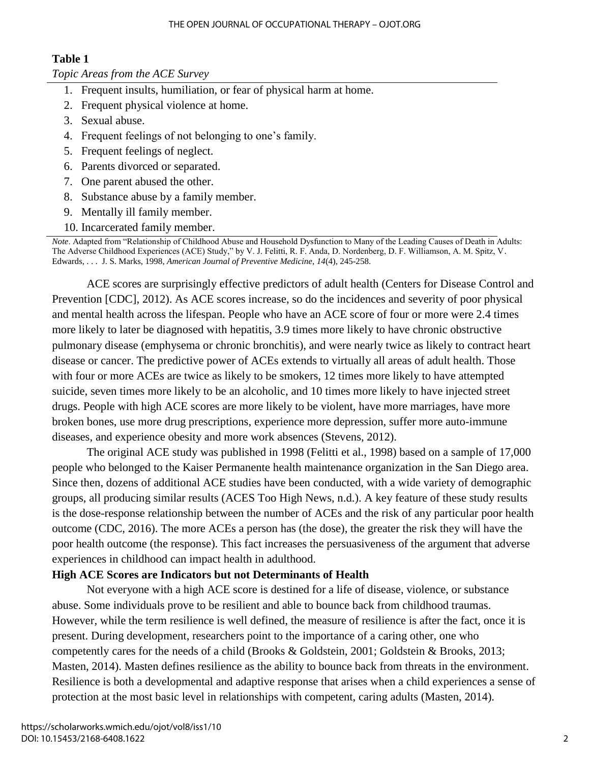**Table 1**

*Topic Areas from the ACE Survey*

1. Frequent insults, humiliation, or fear of physical harm at home.
2. Frequent physical violence at home.
3. Sexual abuse.
4. Frequent feelings of not belonging to one's family.
5. Frequent feelings of neglect.
6. Parents divorced or separated.
7. One parent abused the other.
8. Substance abuse by a family member.
9. Mentally ill family member.
10. Incarcerated family member.

*Note*. Adapted from "Relationship of Childhood Abuse and Household Dysfunction to Many of the Leading Causes of Death in Adults: The Adverse Childhood Experiences (ACE) Study," by V. J. Felitti, R. F. Anda, D. Nordenberg, D. F. Williamson, A. M. Spitz, V. Edwards, . . . J. S. Marks, 1998, *American Journal of Preventive Medicine*, *14*(4), 245-258.

ACE scores are surprisingly effective predictors of adult health (Centers for Disease Control and Prevention [CDC], 2012). As ACE scores increase, so do the incidences and severity of poor physical and mental health across the lifespan. People who have an ACE score of four or more were 2.4 times more likely to later be diagnosed with hepatitis, 3.9 times more likely to have chronic obstructive pulmonary disease (emphysema or chronic bronchitis), and were nearly twice as likely to contract heart disease or cancer. The predictive power of ACEs extends to virtually all areas of adult health. Those with four or more ACEs are twice as likely to be smokers, 12 times more likely to have attempted suicide, seven times more likely to be an alcoholic, and 10 times more likely to have injected street drugs. People with high ACE scores are more likely to be violent, have more marriages, have more broken bones, use more drug prescriptions, experience more depression, suffer more auto-immune diseases, and experience obesity and more work absences (Stevens, 2012).

The original ACE study was published in 1998 (Felitti et al., 1998) based on a sample of 17,000 people who belonged to the Kaiser Permanente health maintenance organization in the San Diego area. Since then, dozens of additional ACE studies have been conducted, with a wide variety of demographic groups, all producing similar results (ACES Too High News, n.d.). A key feature of these study results is the dose-response relationship between the number of ACEs and the risk of any particular poor health outcome (CDC, 2016). The more ACEs a person has (the dose), the greater the risk they will have the poor health outcome (the response). This fact increases the persuasiveness of the argument that adverse experiences in childhood can impact health in adulthood.

**High ACE Scores are Indicators but not Determinants of Health**

Not everyone with a high ACE score is destined for a life of disease, violence, or substance abuse. Some individuals prove to be resilient and able to bounce back from childhood traumas. However, while the term resilience is well defined, the measure of resilience is after the fact, once it is present. During development, researchers point to the importance of a caring other, one who competently cares for the needs of a child (Brooks & Goldstein, 2001; Goldstein & Brooks, 2013; Masten, 2014). Masten defines resilience as the ability to bounce back from threats in the environment. Resilience is both a developmental and adaptive response that arises when a child experiences a sense of protection at the most basic level in relationships with competent, caring adults (Masten, 2014).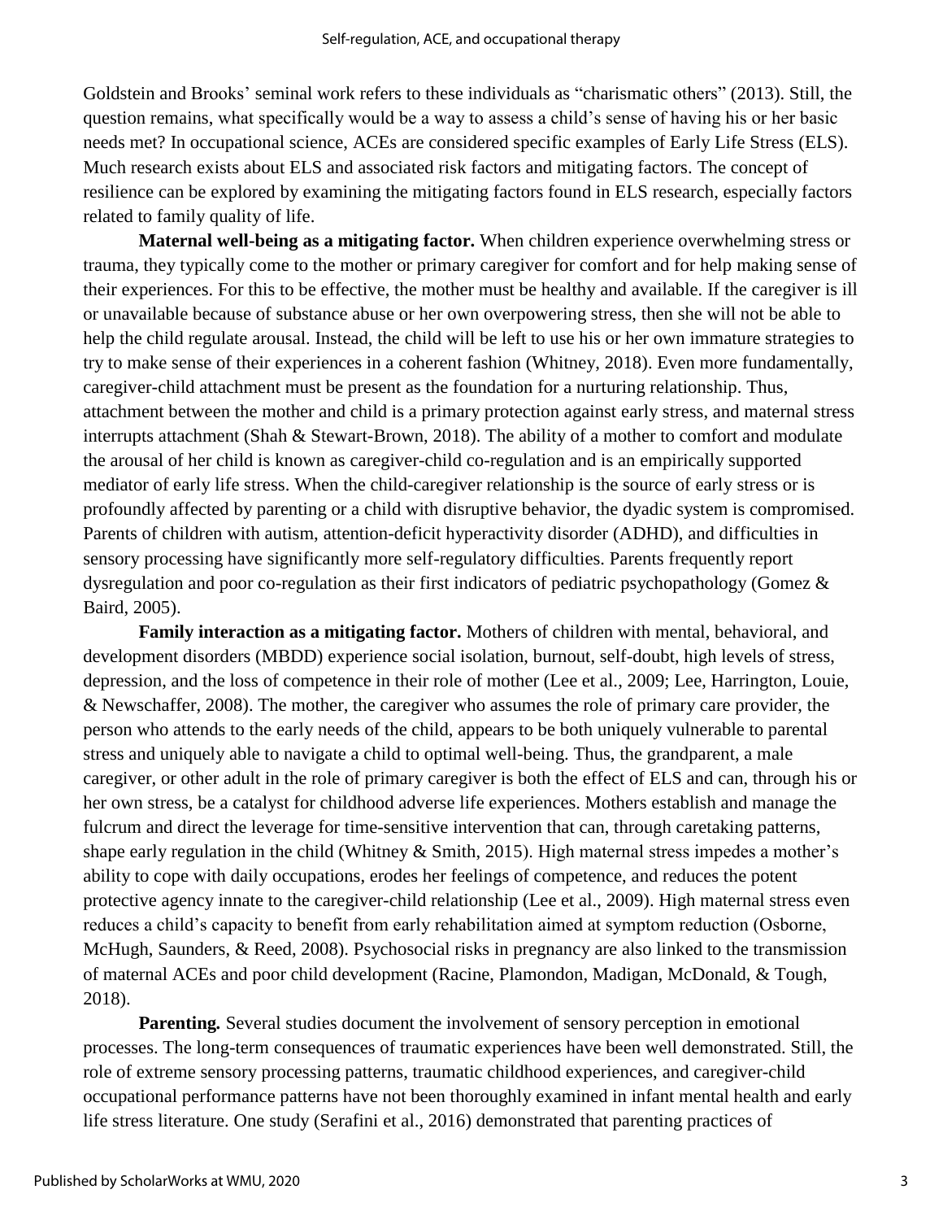Goldstein and Brooks' seminal work refers to these individuals as "charismatic others" (2013). Still, the question remains, what specifically would be a way to assess a child's sense of having his or her basic needs met? In occupational science, ACEs are considered specific examples of Early Life Stress (ELS). Much research exists about ELS and associated risk factors and mitigating factors. The concept of resilience can be explored by examining the mitigating factors found in ELS research, especially factors related to family quality of life.

**Maternal well-being as a mitigating factor.** When children experience overwhelming stress or trauma, they typically come to the mother or primary caregiver for comfort and for help making sense of their experiences. For this to be effective, the mother must be healthy and available. If the caregiver is ill or unavailable because of substance abuse or her own overpowering stress, then she will not be able to help the child regulate arousal. Instead, the child will be left to use his or her own immature strategies to try to make sense of their experiences in a coherent fashion (Whitney, 2018). Even more fundamentally, caregiver-child attachment must be present as the foundation for a nurturing relationship. Thus, attachment between the mother and child is a primary protection against early stress, and maternal stress interrupts attachment (Shah & Stewart-Brown, 2018). The ability of a mother to comfort and modulate the arousal of her child is known as caregiver-child co-regulation and is an empirically supported mediator of early life stress. When the child-caregiver relationship is the source of early stress or is profoundly affected by parenting or a child with disruptive behavior, the dyadic system is compromised. Parents of children with autism, attention-deficit hyperactivity disorder (ADHD), and difficulties in sensory processing have significantly more self-regulatory difficulties. Parents frequently report dysregulation and poor co-regulation as their first indicators of pediatric psychopathology (Gomez & Baird, 2005).

**Family interaction as a mitigating factor.** Mothers of children with mental, behavioral, and development disorders (MBDD) experience social isolation, burnout, self-doubt, high levels of stress, depression, and the loss of competence in their role of mother (Lee et al., 2009; Lee, Harrington, Louie, & Newschaffer, 2008). The mother, the caregiver who assumes the role of primary care provider, the person who attends to the early needs of the child, appears to be both uniquely vulnerable to parental stress and uniquely able to navigate a child to optimal well-being. Thus, the grandparent, a male caregiver, or other adult in the role of primary caregiver is both the effect of ELS and can, through his or her own stress, be a catalyst for childhood adverse life experiences. Mothers establish and manage the fulcrum and direct the leverage for time-sensitive intervention that can, through caretaking patterns, shape early regulation in the child (Whitney & Smith, 2015). High maternal stress impedes a mother's ability to cope with daily occupations, erodes her feelings of competence, and reduces the potent protective agency innate to the caregiver-child relationship (Lee et al., 2009). High maternal stress even reduces a child's capacity to benefit from early rehabilitation aimed at symptom reduction (Osborne, McHugh, Saunders, & Reed, 2008). Psychosocial risks in pregnancy are also linked to the transmission of maternal ACEs and poor child development (Racine, Plamondon, Madigan, McDonald, & Tough, 2018).

**Parenting.** Several studies document the involvement of sensory perception in emotional processes. The long-term consequences of traumatic experiences have been well demonstrated. Still, the role of extreme sensory processing patterns, traumatic childhood experiences, and caregiver-child occupational performance patterns have not been thoroughly examined in infant mental health and early life stress literature. One study (Serafini et al., 2016) demonstrated that parenting practices of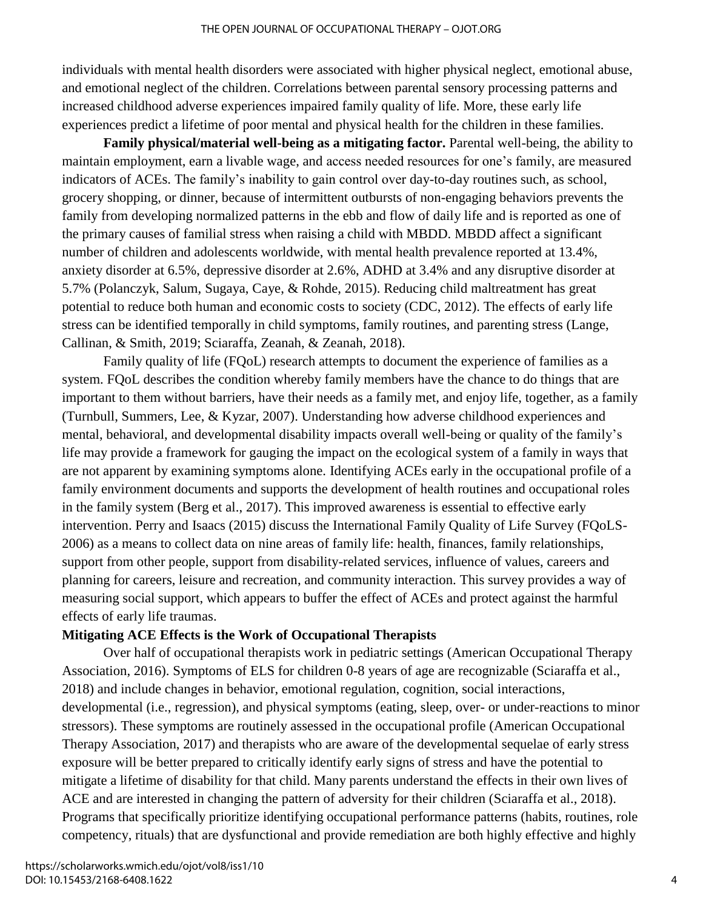individuals with mental health disorders were associated with higher physical neglect, emotional abuse, and emotional neglect of the children. Correlations between parental sensory processing patterns and increased childhood adverse experiences impaired family quality of life. More, these early life experiences predict a lifetime of poor mental and physical health for the children in these families.

**Family physical/material well-being as a mitigating factor.** Parental well-being, the ability to maintain employment, earn a livable wage, and access needed resources for one's family, are measured indicators of ACEs. The family's inability to gain control over day-to-day routines such, as school, grocery shopping, or dinner, because of intermittent outbursts of non-engaging behaviors prevents the family from developing normalized patterns in the ebb and flow of daily life and is reported as one of the primary causes of familial stress when raising a child with MBDD. MBDD affect a significant number of children and adolescents worldwide, with mental health prevalence reported at 13.4%, anxiety disorder at 6.5%, depressive disorder at 2.6%, ADHD at 3.4% and any disruptive disorder at 5.7% (Polanczyk, Salum, Sugaya, Caye, & Rohde, 2015). Reducing child maltreatment has great potential to reduce both human and economic costs to society (CDC, 2012). The effects of early life stress can be identified temporally in child symptoms, family routines, and parenting stress (Lange, Callinan, & Smith, 2019; Sciaraffa, Zeanah, & Zeanah, 2018).

Family quality of life (FQoL) research attempts to document the experience of families as a system. FQoL describes the condition whereby family members have the chance to do things that are important to them without barriers, have their needs as a family met, and enjoy life, together, as a family (Turnbull, Summers, Lee, & Kyzar, 2007). Understanding how adverse childhood experiences and mental, behavioral, and developmental disability impacts overall well-being or quality of the family's life may provide a framework for gauging the impact on the ecological system of a family in ways that are not apparent by examining symptoms alone. Identifying ACEs early in the occupational profile of a family environment documents and supports the development of health routines and occupational roles in the family system (Berg et al., 2017). This improved awareness is essential to effective early intervention. Perry and Isaacs (2015) discuss the International Family Quality of Life Survey (FQoLS-2006) as a means to collect data on nine areas of family life: health, finances, family relationships, support from other people, support from disability-related services, influence of values, careers and planning for careers, leisure and recreation, and community interaction. This survey provides a way of measuring social support, which appears to buffer the effect of ACEs and protect against the harmful effects of early life traumas.

## Mitigating ACE Effects is the Work of Occupational Therapists

Over half of occupational therapists work in pediatric settings (American Occupational Therapy Association, 2016). Symptoms of ELS for children 0-8 years of age are recognizable (Sciaraffa et al., 2018) and include changes in behavior, emotional regulation, cognition, social interactions, developmental (i.e., regression), and physical symptoms (eating, sleep, over- or under-reactions to minor stressors). These symptoms are routinely assessed in the occupational profile (American Occupational Therapy Association, 2017) and therapists who are aware of the developmental sequelae of early stress exposure will be better prepared to critically identify early signs of stress and have the potential to mitigate a lifetime of disability for that child. Many parents understand the effects in their own lives of ACE and are interested in changing the pattern of adversity for their children (Sciaraffa et al., 2018). Programs that specifically prioritize identifying occupational performance patterns (habits, routines, role competency, rituals) that are dysfunctional and provide remediation are both highly effective and highly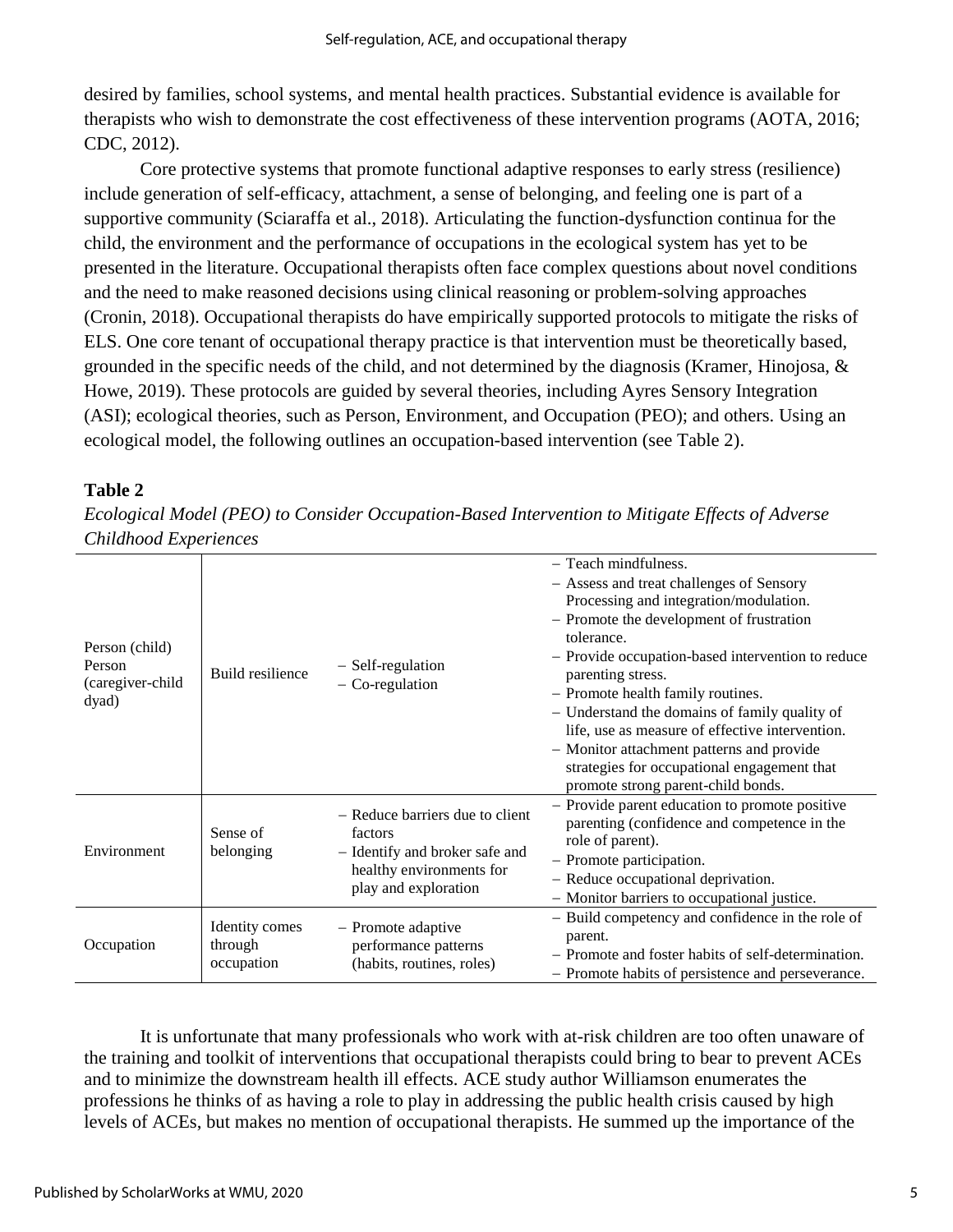desired by families, school systems, and mental health practices. Substantial evidence is available for therapists who wish to demonstrate the cost effectiveness of these intervention programs (AOTA, 2016; CDC, 2012).

Core protective systems that promote functional adaptive responses to early stress (resilience) include generation of self-efficacy, attachment, a sense of belonging, and feeling one is part of a supportive community (Sciaraffa et al., 2018). Articulating the function-dysfunction continua for the child, the environment and the performance of occupations in the ecological system has yet to be presented in the literature. Occupational therapists often face complex questions about novel conditions and the need to make reasoned decisions using clinical reasoning or problem-solving approaches (Cronin, 2018). Occupational therapists do have empirically supported protocols to mitigate the risks of ELS. One core tenant of occupational therapy practice is that intervention must be theoretically based, grounded in the specific needs of the child, and not determined by the diagnosis (Kramer, Hinojosa, & Howe, 2019). These protocols are guided by several theories, including Ayres Sensory Integration (ASI); ecological theories, such as Person, Environment, and Occupation (PEO); and others. Using an ecological model, the following outlines an occupation-based intervention (see Table 2).

**Table 2**

*Ecological Model (PEO) to Consider Occupation-Based Intervention to Mitigate Effects of Adverse Childhood Experiences*

| | | | |
|---|---|---|---|
| Person (child)<br>Person (caregiver-child dyad) | Build resilience | – Self-regulation<br>– Co-regulation | – Teach mindfulness.<br>– Assess and treat challenges of Sensory Processing and integration/modulation.<br>– Promote the development of frustration tolerance.<br>– Provide occupation-based intervention to reduce parenting stress.<br>– Promote health family routines.<br>– Understand the domains of family quality of life, use as measure of effective intervention.<br>– Monitor attachment patterns and provide strategies for occupational engagement that promote strong parent-child bonds. |
| Environment | Sense of belonging | – Reduce barriers due to client factors<br>– Identify and broker safe and healthy environments for play and exploration | – Provide parent education to promote positive parenting (confidence and competence in the role of parent).<br>– Promote participation.<br>– Reduce occupational deprivation.<br>– Monitor barriers to occupational justice. |
| Occupation | Identity comes through occupation | – Promote adaptive performance patterns (habits, routines, roles) | – Build competency and confidence in the role of parent.<br>– Promote and foster habits of self-determination.<br>– Promote habits of persistence and perseverance. |

It is unfortunate that many professionals who work with at-risk children are too often unaware of the training and toolkit of interventions that occupational therapists could bring to bear to prevent ACEs and to minimize the downstream health ill effects. ACE study author Williamson enumerates the professions he thinks of as having a role to play in addressing the public health crisis caused by high levels of ACEs, but makes no mention of occupational therapists. He summed up the importance of the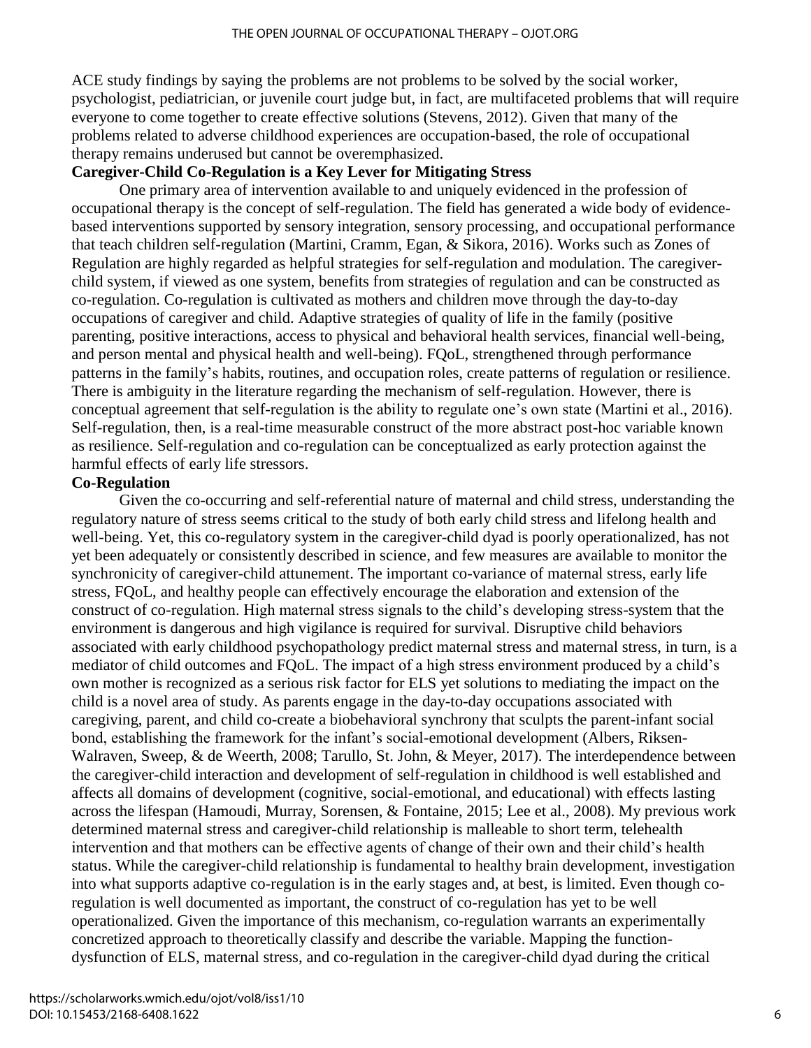ACE study findings by saying the problems are not problems to be solved by the social worker, psychologist, pediatrician, or juvenile court judge but, in fact, are multifaceted problems that will require everyone to come together to create effective solutions (Stevens, 2012). Given that many of the problems related to adverse childhood experiences are occupation-based, the role of occupational therapy remains underused but cannot be overemphasized.

**Caregiver-Child Co-Regulation is a Key Lever for Mitigating Stress**

One primary area of intervention available to and uniquely evidenced in the profession of occupational therapy is the concept of self-regulation. The field has generated a wide body of evidence-based interventions supported by sensory integration, sensory processing, and occupational performance that teach children self-regulation (Martini, Cramm, Egan, & Sikora, 2016). Works such as Zones of Regulation are highly regarded as helpful strategies for self-regulation and modulation. The caregiver-child system, if viewed as one system, benefits from strategies of regulation and can be constructed as co-regulation. Co-regulation is cultivated as mothers and children move through the day-to-day occupations of caregiver and child. Adaptive strategies of quality of life in the family (positive parenting, positive interactions, access to physical and behavioral health services, financial well-being, and person mental and physical health and well-being). FQoL, strengthened through performance patterns in the family's habits, routines, and occupation roles, create patterns of regulation or resilience. There is ambiguity in the literature regarding the mechanism of self-regulation. However, there is conceptual agreement that self-regulation is the ability to regulate one's own state (Martini et al., 2016). Self-regulation, then, is a real-time measurable construct of the more abstract post-hoc variable known as resilience. Self-regulation and co-regulation can be conceptualized as early protection against the harmful effects of early life stressors.

**Co-Regulation**

Given the co-occurring and self-referential nature of maternal and child stress, understanding the regulatory nature of stress seems critical to the study of both early child stress and lifelong health and well-being. Yet, this co-regulatory system in the caregiver-child dyad is poorly operationalized, has not yet been adequately or consistently described in science, and few measures are available to monitor the synchronicity of caregiver-child attunement. The important co-variance of maternal stress, early life stress, FQoL, and healthy people can effectively encourage the elaboration and extension of the construct of co-regulation. High maternal stress signals to the child's developing stress-system that the environment is dangerous and high vigilance is required for survival. Disruptive child behaviors associated with early childhood psychopathology predict maternal stress and maternal stress, in turn, is a mediator of child outcomes and FQoL. The impact of a high stress environment produced by a child's own mother is recognized as a serious risk factor for ELS yet solutions to mediating the impact on the child is a novel area of study. As parents engage in the day-to-day occupations associated with caregiving, parent, and child co-create a biobehavioral synchrony that sculpts the parent-infant social bond, establishing the framework for the infant's social-emotional development (Albers, Riksen-Walraven, Sweep, & de Weerth, 2008; Tarullo, St. John, & Meyer, 2017). The interdependence between the caregiver-child interaction and development of self-regulation in childhood is well established and affects all domains of development (cognitive, social-emotional, and educational) with effects lasting across the lifespan (Hamoudi, Murray, Sorensen, & Fontaine, 2015; Lee et al., 2008). My previous work determined maternal stress and caregiver-child relationship is malleable to short term, telehealth intervention and that mothers can be effective agents of change of their own and their child's health status. While the caregiver-child relationship is fundamental to healthy brain development, investigation into what supports adaptive co-regulation is in the early stages and, at best, is limited. Even though co-regulation is well documented as important, the construct of co-regulation has yet to be well operationalized. Given the importance of this mechanism, co-regulation warrants an experimentally concretized approach to theoretically classify and describe the variable. Mapping the function-dysfunction of ELS, maternal stress, and co-regulation in the caregiver-child dyad during the critical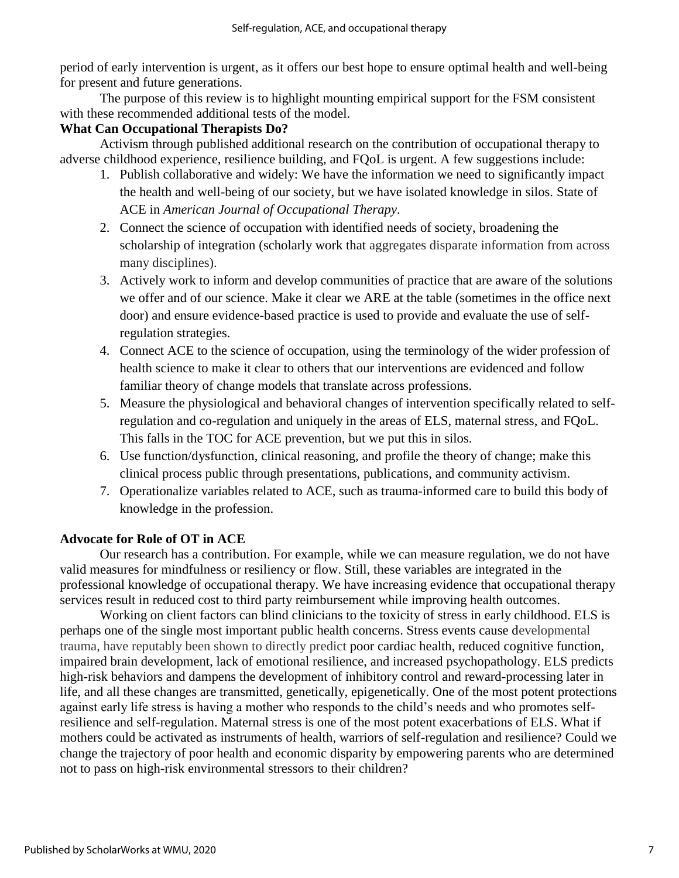period of early intervention is urgent, as it offers our best hope to ensure optimal health and well-being for present and future generations.

The purpose of this review is to highlight mounting empirical support for the FSM consistent with these recommended additional tests of the model.

**What Can Occupational Therapists Do?**

Activism through published additional research on the contribution of occupational therapy to adverse childhood experience, resilience building, and FQoL is urgent. A few suggestions include:

1. Publish collaborative and widely: We have the information we need to significantly impact the health and well-being of our society, but we have isolated knowledge in silos. State of ACE in *American Journal of Occupational Therapy*.
2. Connect the science of occupation with identified needs of society, broadening the scholarship of integration (scholarly work that aggregates disparate information from across many disciplines).
3. Actively work to inform and develop communities of practice that are aware of the solutions we offer and of our science. Make it clear we ARE at the table (sometimes in the office next door) and ensure evidence-based practice is used to provide and evaluate the use of self-regulation strategies.
4. Connect ACE to the science of occupation, using the terminology of the wider profession of health science to make it clear to others that our interventions are evidenced and follow familiar theory of change models that translate across professions.
5. Measure the physiological and behavioral changes of intervention specifically related to self-regulation and co-regulation and uniquely in the areas of ELS, maternal stress, and FQoL. This falls in the TOC for ACE prevention, but we put this in silos.
6. Use function/dysfunction, clinical reasoning, and profile the theory of change; make this clinical process public through presentations, publications, and community activism.
7. Operationalize variables related to ACE, such as trauma-informed care to build this body of knowledge in the profession.

**Advocate for Role of OT in ACE**

Our research has a contribution. For example, while we can measure regulation, we do not have valid measures for mindfulness or resiliency or flow. Still, these variables are integrated in the professional knowledge of occupational therapy. We have increasing evidence that occupational therapy services result in reduced cost to third party reimbursement while improving health outcomes.

Working on client factors can blind clinicians to the toxicity of stress in early childhood. ELS is perhaps one of the single most important public health concerns. Stress events cause developmental trauma, have reputably been shown to directly predict poor cardiac health, reduced cognitive function, impaired brain development, lack of emotional resilience, and increased psychopathology. ELS predicts high-risk behaviors and dampens the development of inhibitory control and reward-processing later in life, and all these changes are transmitted, genetically, epigenetically. One of the most potent protections against early life stress is having a mother who responds to the child's needs and who promotes self-resilience and self-regulation. Maternal stress is one of the most potent exacerbations of ELS. What if mothers could be activated as instruments of health, warriors of self-regulation and resilience? Could we change the trajectory of poor health and economic disparity by empowering parents who are determined not to pass on high-risk environmental stressors to their children?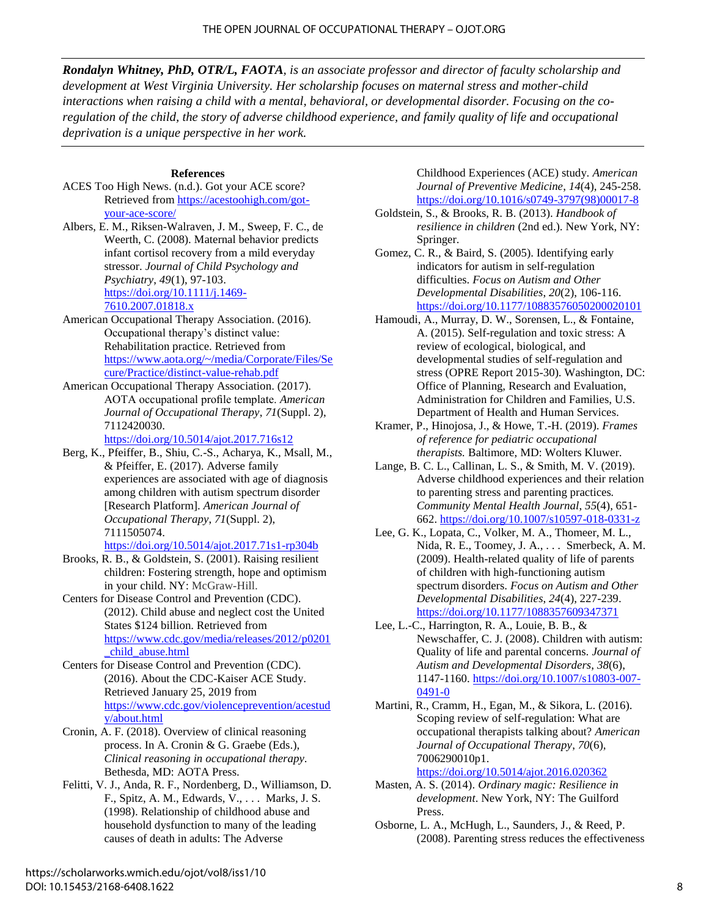***Rondalyn Whitney, PhD, OTR/L, FAOTA**, is an associate professor and director of faculty scholarship and development at West Virginia University. Her scholarship focuses on maternal stress and mother-child interactions when raising a child with a mental, behavioral, or developmental disorder. Focusing on the co-regulation of the child, the story of adverse childhood experience, and family quality of life and occupational deprivation is a unique perspective in her work.*

## References

ACES Too High News. (n.d.). Got your ACE score? Retrieved from https://acestoohigh.com/got-your-ace-score/

Albers, E. M., Riksen-Walraven, J. M., Sweep, F. C., de Weerth, C. (2008). Maternal behavior predicts infant cortisol recovery from a mild everyday stressor. *Journal of Child Psychology and Psychiatry*, *49*(1), 97-103. https://doi.org/10.1111/j.1469-7610.2007.01818.x

American Occupational Therapy Association. (2016). Occupational therapy's distinct value: Rehabilitation practice. Retrieved from https://www.aota.org/~/media/Corporate/Files/Secure/Practice/distinct-value-rehab.pdf

American Occupational Therapy Association. (2017). AOTA occupational profile template. *American Journal of Occupational Therapy*, *71*(Suppl. 2), 7112420030. https://doi.org/10.5014/ajot.2017.716s12

Berg, K., Pfeiffer, B., Shiu, C.-S., Acharya, K., Msall, M., & Pfeiffer, E. (2017). Adverse family experiences are associated with age of diagnosis among children with autism spectrum disorder [Research Platform]. *American Journal of Occupational Therapy*, *71*(Suppl. 2), 7111505074. https://doi.org/10.5014/ajot.2017.71s1-rp304b

Brooks, R. B., & Goldstein, S. (2001). Raising resilient children: Fostering strength, hope and optimism in your child. NY: McGraw-Hill.

Centers for Disease Control and Prevention (CDC). (2012). Child abuse and neglect cost the United States $124 billion. Retrieved from https://www.cdc.gov/media/releases/2012/p0201_child_abuse.html

Centers for Disease Control and Prevention (CDC). (2016). About the CDC-Kaiser ACE Study. Retrieved January 25, 2019 from https://www.cdc.gov/violenceprevention/acestudy/about.html

Cronin, A. F. (2018). Overview of clinical reasoning process. In A. Cronin & G. Graebe (Eds.), *Clinical reasoning in occupational therapy*. Bethesda, MD: AOTA Press.

Felitti, V. J., Anda, R. F., Nordenberg, D., Williamson, D. F., Spitz, A. M., Edwards, V., . . . Marks, J. S. (1998). Relationship of childhood abuse and household dysfunction to many of the leading causes of death in adults: The Adverse Childhood Experiences (ACE) study. *American Journal of Preventive Medicine*, *14*(4), 245-258. https://doi.org/10.1016/s0749-3797(98)00017-8

Goldstein, S., & Brooks, R. B. (2013). *Handbook of resilience in children* (2nd ed.). New York, NY: Springer.

Gomez, C. R., & Baird, S. (2005). Identifying early indicators for autism in self-regulation difficulties. *Focus on Autism and Other Developmental Disabilities*, *20*(2), 106-116. https://doi.org/10.1177/10883576050200020101

Hamoudi, A., Murray, D. W., Sorensen, L., & Fontaine, A. (2015). Self-regulation and toxic stress: A review of ecological, biological, and developmental studies of self-regulation and stress (OPRE Report 2015-30). Washington, DC: Office of Planning, Research and Evaluation, Administration for Children and Families, U.S. Department of Health and Human Services.

Kramer, P., Hinojosa, J., & Howe, T.-H. (2019). *Frames of reference for pediatric occupational therapists.* Baltimore, MD: Wolters Kluwer.

Lange, B. C. L., Callinan, L. S., & Smith, M. V. (2019). Adverse childhood experiences and their relation to parenting stress and parenting practices. *Community Mental Health Journal*, *55*(4), 651-662. https://doi.org/10.1007/s10597-018-0331-z

Lee, G. K., Lopata, C., Volker, M. A., Thomeer, M. L., Nida, R. E., Toomey, J. A., . . . Smerbeck, A. M. (2009). Health-related quality of life of parents of children with high-functioning autism spectrum disorders. *Focus on Autism and Other Developmental Disabilities*, *24*(4), 227-239. https://doi.org/10.1177/1088357609347371

Lee, L.-C., Harrington, R. A., Louie, B. B., & Newschaffer, C. J. (2008). Children with autism: Quality of life and parental concerns. *Journal of Autism and Developmental Disorders*, *38*(6), 1147-1160. https://doi.org/10.1007/s10803-007-0491-0

Martini, R., Cramm, H., Egan, M., & Sikora, L. (2016). Scoping review of self-regulation: What are occupational therapists talking about? *American Journal of Occupational Therapy*, *70*(6), 7006290010p1. https://doi.org/10.5014/ajot.2016.020362

Masten, A. S. (2014). *Ordinary magic: Resilience in development*. New York, NY: The Guilford Press.

Osborne, L. A., McHugh, L., Saunders, J., & Reed, P. (2008). Parenting stress reduces the effectiveness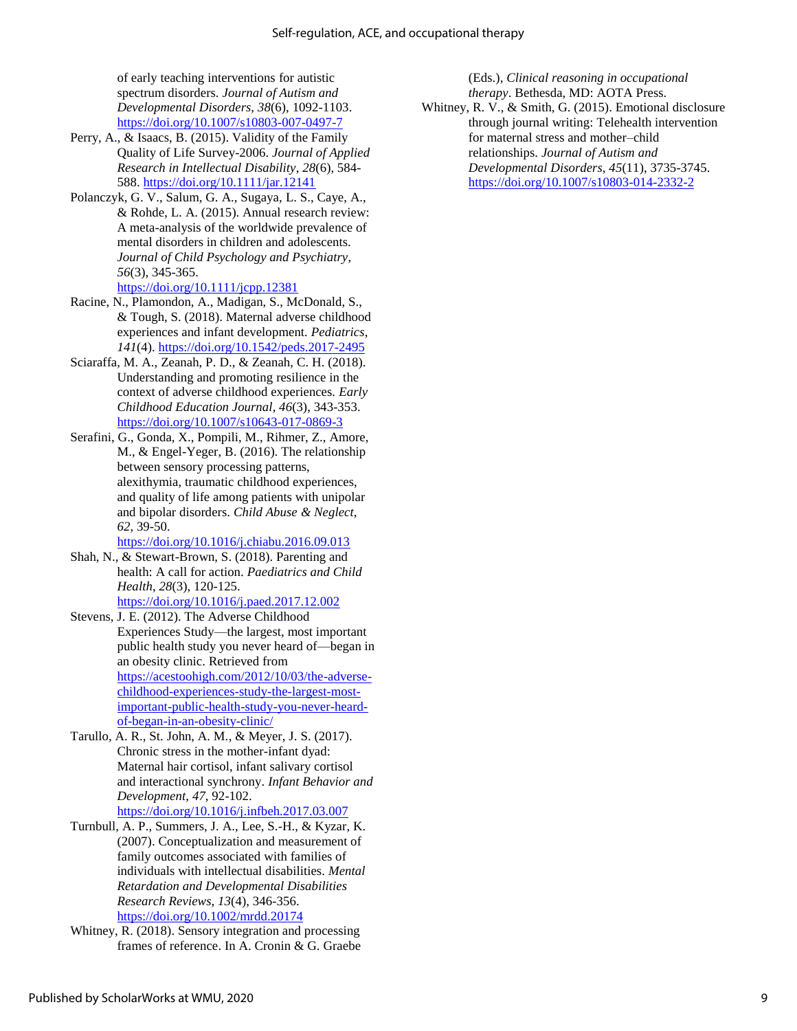of early teaching interventions for autistic spectrum disorders. *Journal of Autism and Developmental Disorders*, *38*(6), 1092-1103. https://doi.org/10.1007/s10803-007-0497-7

Perry, A., & Isaacs, B. (2015). Validity of the Family Quality of Life Survey-2006. *Journal of Applied Research in Intellectual Disability*, *28*(6), 584-588. https://doi.org/10.1111/jar.12141

Polanczyk, G. V., Salum, G. A., Sugaya, L. S., Caye, A., & Rohde, L. A. (2015). Annual research review: A meta-analysis of the worldwide prevalence of mental disorders in children and adolescents. *Journal of Child Psychology and Psychiatry*, *56*(3), 345-365. https://doi.org/10.1111/jcpp.12381

Racine, N., Plamondon, A., Madigan, S., McDonald, S., & Tough, S. (2018). Maternal adverse childhood experiences and infant development. *Pediatrics*, *141*(4). https://doi.org/10.1542/peds.2017-2495

Sciaraffa, M. A., Zeanah, P. D., & Zeanah, C. H. (2018). Understanding and promoting resilience in the context of adverse childhood experiences. *Early Childhood Education Journal*, *46*(3), 343-353. https://doi.org/10.1007/s10643-017-0869-3

Serafini, G., Gonda, X., Pompili, M., Rihmer, Z., Amore, M., & Engel-Yeger, B. (2016). The relationship between sensory processing patterns, alexithymia, traumatic childhood experiences, and quality of life among patients with unipolar and bipolar disorders. *Child Abuse & Neglect*, *62*, 39-50. https://doi.org/10.1016/j.chiabu.2016.09.013

Shah, N., & Stewart-Brown, S. (2018). Parenting and health: A call for action. *Paediatrics and Child Health*, *28*(3), 120-125. https://doi.org/10.1016/j.paed.2017.12.002

Stevens, J. E. (2012). The Adverse Childhood Experiences Study—the largest, most important public health study you never heard of—began in an obesity clinic. Retrieved from https://acestoohigh.com/2012/10/03/the-adverse-childhood-experiences-study-the-largest-most-important-public-health-study-you-never-heard-of-began-in-an-obesity-clinic/

Tarullo, A. R., St. John, A. M., & Meyer, J. S. (2017). Chronic stress in the mother-infant dyad: Maternal hair cortisol, infant salivary cortisol and interactional synchrony. *Infant Behavior and Development*, *47*, 92-102. https://doi.org/10.1016/j.infbeh.2017.03.007

Turnbull, A. P., Summers, J. A., Lee, S.-H., & Kyzar, K. (2007). Conceptualization and measurement of family outcomes associated with families of individuals with intellectual disabilities. *Mental Retardation and Developmental Disabilities Research Reviews*, *13*(4), 346-356. https://doi.org/10.1002/mrdd.20174

Whitney, R. (2018). Sensory integration and processing frames of reference. In A. Cronin & G. Graebe (Eds.), *Clinical reasoning in occupational therapy*. Bethesda, MD: AOTA Press.

Whitney, R. V., & Smith, G. (2015). Emotional disclosure through journal writing: Telehealth intervention for maternal stress and mother–child relationships. *Journal of Autism and Developmental Disorders*, *45*(11), 3735-3745. https://doi.org/10.1007/s10803-014-2332-2